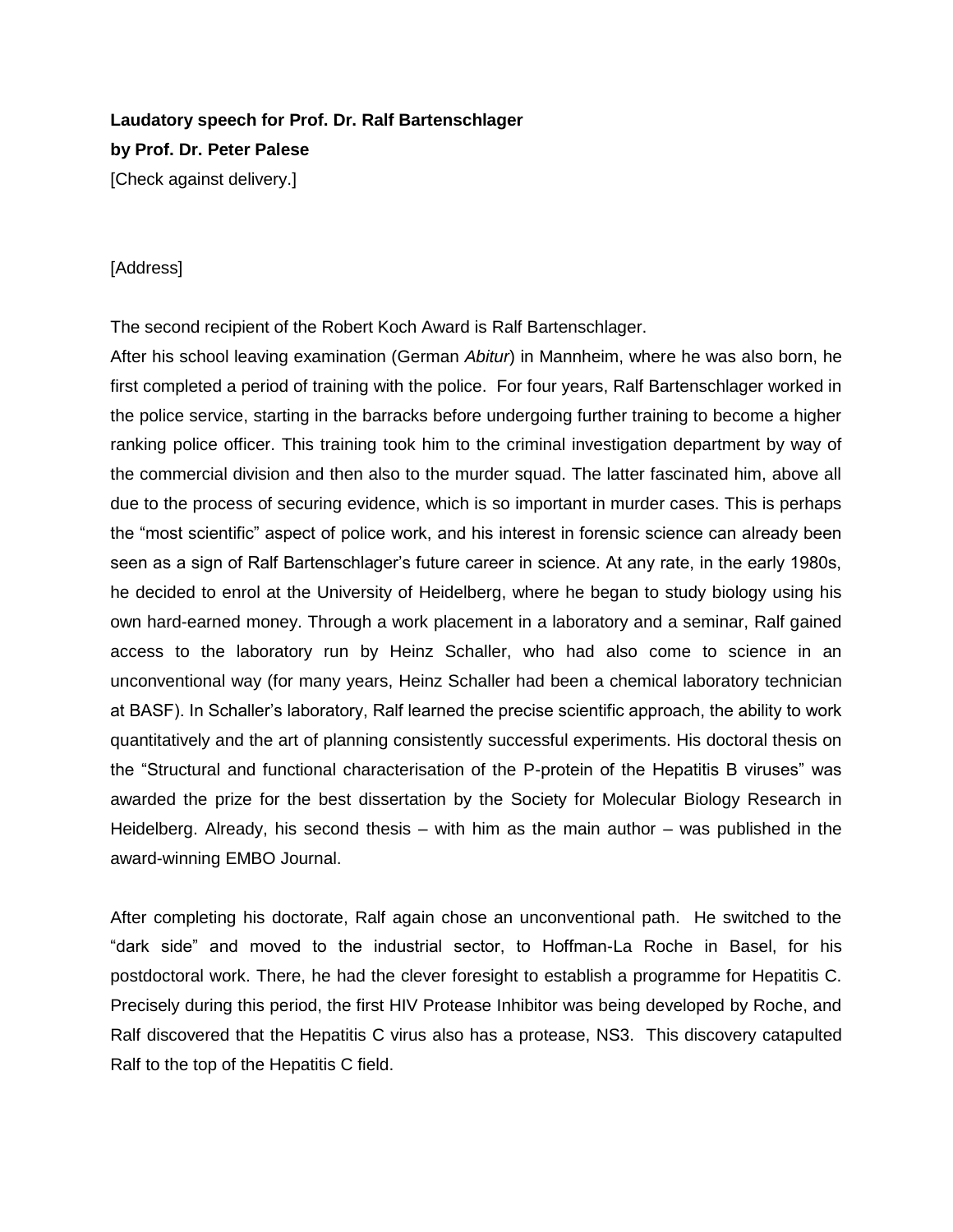**Laudatory speech for Prof. Dr. Ralf Bartenschlager**
**by Prof. Dr. Peter Palese**
[Check against delivery.]

[Address]

The second recipient of the Robert Koch Award is Ralf Bartenschlager.
After his school leaving examination (German *Abitur*) in Mannheim, where he was also born, he first completed a period of training with the police. For four years, Ralf Bartenschlager worked in the police service, starting in the barracks before undergoing further training to become a higher ranking police officer. This training took him to the criminal investigation department by way of the commercial division and then also to the murder squad. The latter fascinated him, above all due to the process of securing evidence, which is so important in murder cases. This is perhaps the "most scientific" aspect of police work, and his interest in forensic science can already been seen as a sign of Ralf Bartenschlager's future career in science. At any rate, in the early 1980s, he decided to enrol at the University of Heidelberg, where he began to study biology using his own hard-earned money. Through a work placement in a laboratory and a seminar, Ralf gained access to the laboratory run by Heinz Schaller, who had also come to science in an unconventional way (for many years, Heinz Schaller had been a chemical laboratory technician at BASF). In Schaller's laboratory, Ralf learned the precise scientific approach, the ability to work quantitatively and the art of planning consistently successful experiments. His doctoral thesis on the "Structural and functional characterisation of the P-protein of the Hepatitis B viruses" was awarded the prize for the best dissertation by the Society for Molecular Biology Research in Heidelberg. Already, his second thesis – with him as the main author – was published in the award-winning EMBO Journal.

After completing his doctorate, Ralf again chose an unconventional path. He switched to the "dark side" and moved to the industrial sector, to Hoffman-La Roche in Basel, for his postdoctoral work. There, he had the clever foresight to establish a programme for Hepatitis C. Precisely during this period, the first HIV Protease Inhibitor was being developed by Roche, and Ralf discovered that the Hepatitis C virus also has a protease, NS3. This discovery catapulted Ralf to the top of the Hepatitis C field.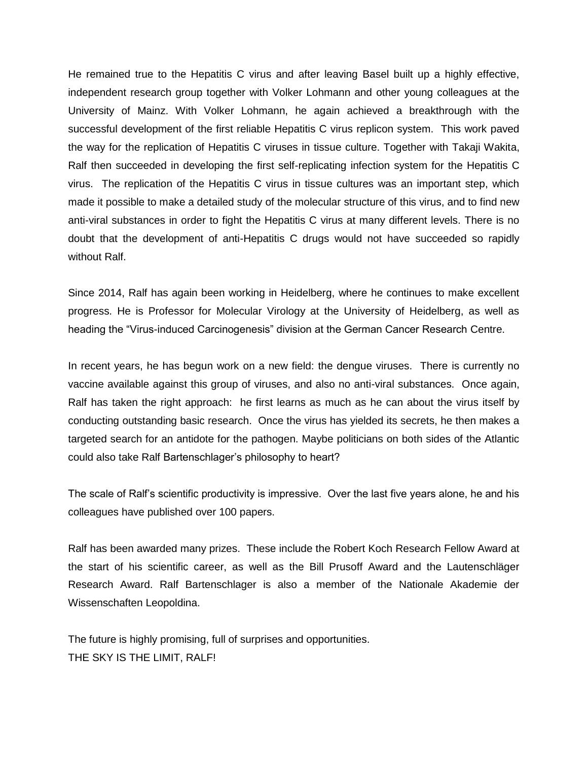He remained true to the Hepatitis C virus and after leaving Basel built up a highly effective, independent research group together with Volker Lohmann and other young colleagues at the University of Mainz. With Volker Lohmann, he again achieved a breakthrough with the successful development of the first reliable Hepatitis C virus replicon system. This work paved the way for the replication of Hepatitis C viruses in tissue culture. Together with Takaji Wakita, Ralf then succeeded in developing the first self-replicating infection system for the Hepatitis C virus. The replication of the Hepatitis C virus in tissue cultures was an important step, which made it possible to make a detailed study of the molecular structure of this virus, and to find new anti-viral substances in order to fight the Hepatitis C virus at many different levels. There is no doubt that the development of anti-Hepatitis C drugs would not have succeeded so rapidly without Ralf.

Since 2014, Ralf has again been working in Heidelberg, where he continues to make excellent progress. He is Professor for Molecular Virology at the University of Heidelberg, as well as heading the "Virus-induced Carcinogenesis" division at the German Cancer Research Centre.

In recent years, he has begun work on a new field: the dengue viruses. There is currently no vaccine available against this group of viruses, and also no anti-viral substances. Once again, Ralf has taken the right approach: he first learns as much as he can about the virus itself by conducting outstanding basic research. Once the virus has yielded its secrets, he then makes a targeted search for an antidote for the pathogen. Maybe politicians on both sides of the Atlantic could also take Ralf Bartenschlager's philosophy to heart?

The scale of Ralf's scientific productivity is impressive. Over the last five years alone, he and his colleagues have published over 100 papers.

Ralf has been awarded many prizes. These include the Robert Koch Research Fellow Award at the start of his scientific career, as well as the Bill Prusoff Award and the Lautenschläger Research Award. Ralf Bartenschlager is also a member of the Nationale Akademie der Wissenschaften Leopoldina.

The future is highly promising, full of surprises and opportunities.
THE SKY IS THE LIMIT, RALF!